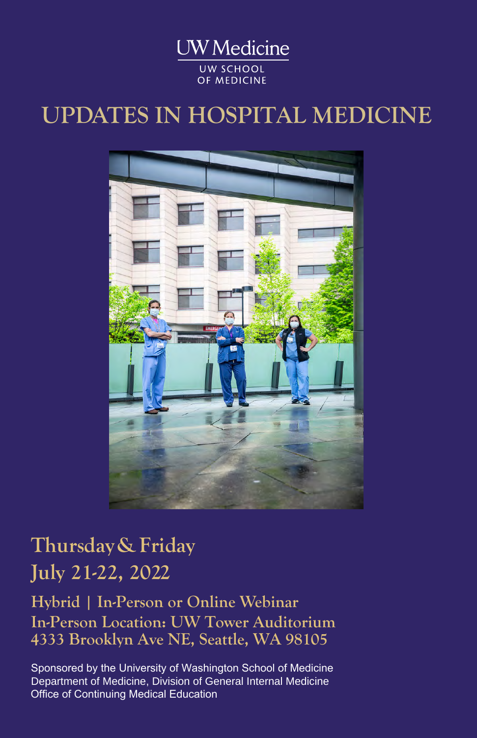UW Medicine

UW SCHOOL OF MEDICINE

# UPDATES IN HOSPITAL MEDICINE

## Thursday & Friday
## July 21-22, 2022

**Hybrid | In-Person or Online Webinar**
**In-Person Location: UW Tower Auditorium**
**4333 Brooklyn Ave NE, Seattle, WA 98105**

Sponsored by the University of Washington School of Medicine
Department of Medicine, Division of General Internal Medicine
Office of Continuing Medical Education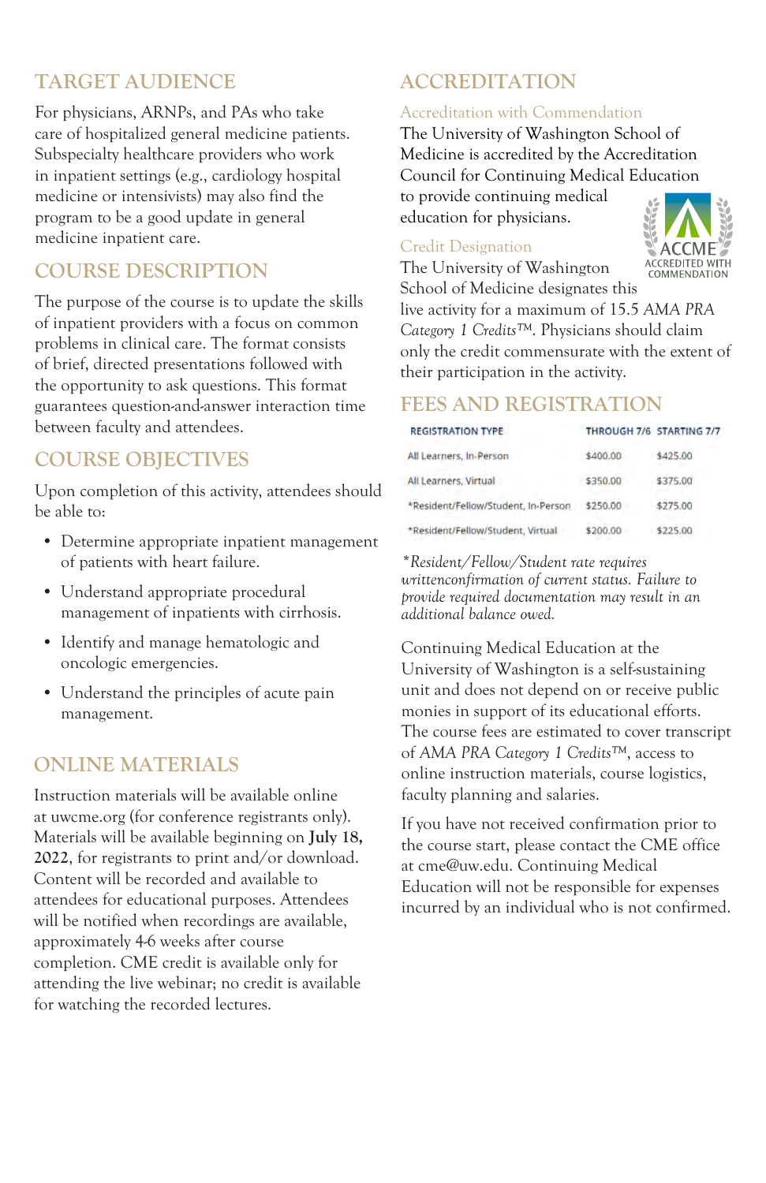## TARGET AUDIENCE

For physicians, ARNPs, and PAs who take care of hospitalized general medicine patients. Subspecialty healthcare providers who work in inpatient settings (e.g., cardiology hospital medicine or intensivists) may also find the program to be a good update in general medicine inpatient care.

## COURSE DESCRIPTION

The purpose of the course is to update the skills of inpatient providers with a focus on common problems in clinical care. The format consists of brief, directed presentations followed with the opportunity to ask questions. This format guarantees question-and-answer interaction time between faculty and attendees.

## COURSE OBJECTIVES

Upon completion of this activity, attendees should be able to:

- Determine appropriate inpatient management of patients with heart failure.
- Understand appropriate procedural management of inpatients with cirrhosis.
- Identify and manage hematologic and oncologic emergencies.
- Understand the principles of acute pain management.

## ONLINE MATERIALS

Instruction materials will be available online at uwcme.org (for conference registrants only). Materials will be available beginning on **July 18, 2022**, for registrants to print and/or download. Content will be recorded and available to attendees for educational purposes. Attendees will be notified when recordings are available, approximately 4-6 weeks after course completion. CME credit is available only for attending the live webinar; no credit is available for watching the recorded lectures.

## ACCREDITATION

### Accreditation with Commendation

The University of Washington School of Medicine is accredited by the Accreditation Council for Continuing Medical Education to provide continuing medical education for physicians.

ACCME ACCREDITED WITH COMMENDATION

### Credit Designation

The University of Washington School of Medicine designates this live activity for a maximum of 15.5 *AMA PRA Category 1 Credits™*. Physicians should claim only the credit commensurate with the extent of their participation in the activity.

## FEES AND REGISTRATION

| REGISTRATION TYPE | THROUGH 7/6 | STARTING 7/7 |
|---|---|---|
| All Learners, In-Person | $400.00 | $425.00 |
| All Learners, Virtual | $350.00 | $375.00 |
| *Resident/Fellow/Student, In-Person | $250.00 | $275.00 |
| *Resident/Fellow/Student, Virtual | $200.00 | $225.00 |

**Resident/Fellow/Student rate requires writtenconfirmation of current status. Failure to provide required documentation may result in an additional balance owed.*

Continuing Medical Education at the University of Washington is a self-sustaining unit and does not depend on or receive public monies in support of its educational efforts. The course fees are estimated to cover transcript of *AMA PRA Category 1 Credits™*, access to online instruction materials, course logistics, faculty planning and salaries.

If you have not received confirmation prior to the course start, please contact the CME office at cme@uw.edu. Continuing Medical Education will not be responsible for expenses incurred by an individual who is not confirmed.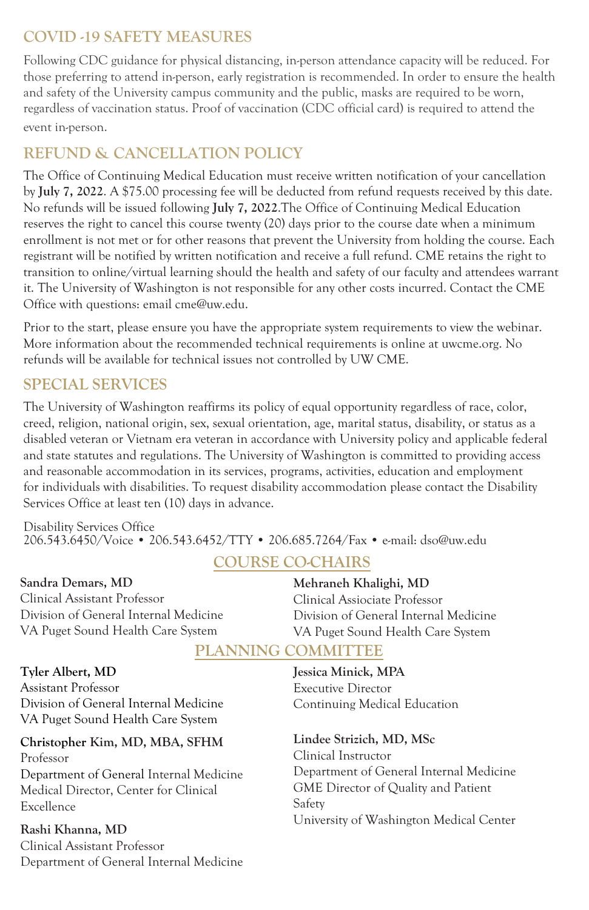## COVID -19 SAFETY MEASURES

Following CDC guidance for physical distancing, in-person attendance capacity will be reduced. For those preferring to attend in-person, early registration is recommended. In order to ensure the health and safety of the University campus community and the public, masks are required to be worn, regardless of vaccination status. Proof of vaccination (CDC official card) is required to attend the event in-person.

## REFUND & CANCELLATION POLICY

The Office of Continuing Medical Education must receive written notification of your cancellation by **July 7, 2022**. A $75.00 processing fee will be deducted from refund requests received by this date. No refunds will be issued following **July 7, 2022**.The Office of Continuing Medical Education reserves the right to cancel this course twenty (20) days prior to the course date when a minimum enrollment is not met or for other reasons that prevent the University from holding the course. Each registrant will be notified by written notification and receive a full refund. CME retains the right to transition to online/virtual learning should the health and safety of our faculty and attendees warrant it. The University of Washington is not responsible for any other costs incurred. Contact the CME Office with questions: email cme@uw.edu.

Prior to the start, please ensure you have the appropriate system requirements to view the webinar. More information about the recommended technical requirements is online at uwcme.org. No refunds will be available for technical issues not controlled by UW CME.

## SPECIAL SERVICES

The University of Washington reaffirms its policy of equal opportunity regardless of race, color, creed, religion, national origin, sex, sexual orientation, age, marital status, disability, or status as a disabled veteran or Vietnam era veteran in accordance with University policy and applicable federal and state statutes and regulations. The University of Washington is committed to providing access and reasonable accommodation in its services, programs, activities, education and employment for individuals with disabilities. To request disability accommodation please contact the Disability Services Office at least ten (10) days in advance.

Disability Services Office
206.543.6450/Voice • 206.543.6452/TTY • 206.685.7264/Fax • e-mail: dso@uw.edu

## COURSE CO-CHAIRS

**Sandra Demars, MD**
Clinical Assistant Professor
Division of General Internal Medicine
VA Puget Sound Health Care System

**Mehraneh Khalighi, MD**
Clinical Assiociate Professor
Division of General Internal Medicine
VA Puget Sound Health Care System

## PLANNING COMMITTEE

**Tyler Albert, MD**
Assistant Professor
Division of General Internal Medicine
VA Puget Sound Health Care System

**Christopher Kim, MD, MBA, SFHM**
Professor
Department of General Internal Medicine
Medical Director, Center for Clinical Excellence

**Rashi Khanna, MD**
Clinical Assistant Professor
Department of General Internal Medicine

**Jessica Minick, MPA**
Executive Director
Continuing Medical Education

**Lindee Strizich, MD, MSc**
Clinical Instructor
Department of General Internal Medicine
GME Director of Quality and Patient Safety
University of Washington Medical Center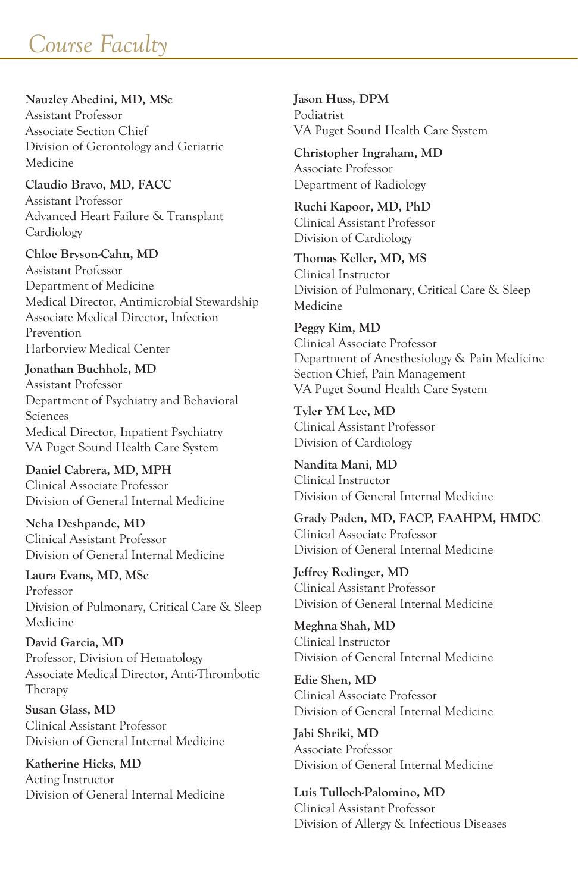# Course Faculty

**Nauzley Abedini, MD, MSc**
Assistant Professor
Associate Section Chief
Division of Gerontology and Geriatric Medicine

**Claudio Bravo, MD, FACC**
Assistant Professor
Advanced Heart Failure & Transplant Cardiology

**Chloe Bryson-Cahn, MD**
Assistant Professor
Department of Medicine
Medical Director, Antimicrobial Stewardship
Associate Medical Director, Infection Prevention
Harborview Medical Center

**Jonathan Buchholz, MD**
Assistant Professor
Department of Psychiatry and Behavioral Sciences
Medical Director, Inpatient Psychiatry
VA Puget Sound Health Care System

**Daniel Cabrera, MD, MPH**
Clinical Associate Professor
Division of General Internal Medicine

**Neha Deshpande, MD**
Clinical Assistant Professor
Division of General Internal Medicine

**Laura Evans, MD, MSc**
Professor
Division of Pulmonary, Critical Care & Sleep Medicine

**David Garcia, MD**
Professor, Division of Hematology
Associate Medical Director, Anti-Thrombotic Therapy

**Susan Glass, MD**
Clinical Assistant Professor
Division of General Internal Medicine

**Katherine Hicks, MD**
Acting Instructor
Division of General Internal Medicine

**Jason Huss, DPM**
Podiatrist
VA Puget Sound Health Care System

**Christopher Ingraham, MD**
Associate Professor
Department of Radiology

**Ruchi Kapoor, MD, PhD**
Clinical Assistant Professor
Division of Cardiology

**Thomas Keller, MD, MS**
Clinical Instructor
Division of Pulmonary, Critical Care & Sleep Medicine

**Peggy Kim, MD**
Clinical Associate Professor
Department of Anesthesiology & Pain Medicine
Section Chief, Pain Management
VA Puget Sound Health Care System

**Tyler YM Lee, MD**
Clinical Assistant Professor
Division of Cardiology

**Nandita Mani, MD**
Clinical Instructor
Division of General Internal Medicine

**Grady Paden, MD, FACP, FAAHPM, HMDC**
Clinical Associate Professor
Division of General Internal Medicine

**Jeffrey Redinger, MD**
Clinical Assistant Professor
Division of General Internal Medicine

**Meghna Shah, MD**
Clinical Instructor
Division of General Internal Medicine

**Edie Shen, MD**
Clinical Associate Professor
Division of General Internal Medicine

**Jabi Shriki, MD**
Associate Professor
Division of General Internal Medicine

**Luis Tulloch-Palomino, MD**
Clinical Assistant Professor
Division of Allergy & Infectious Diseases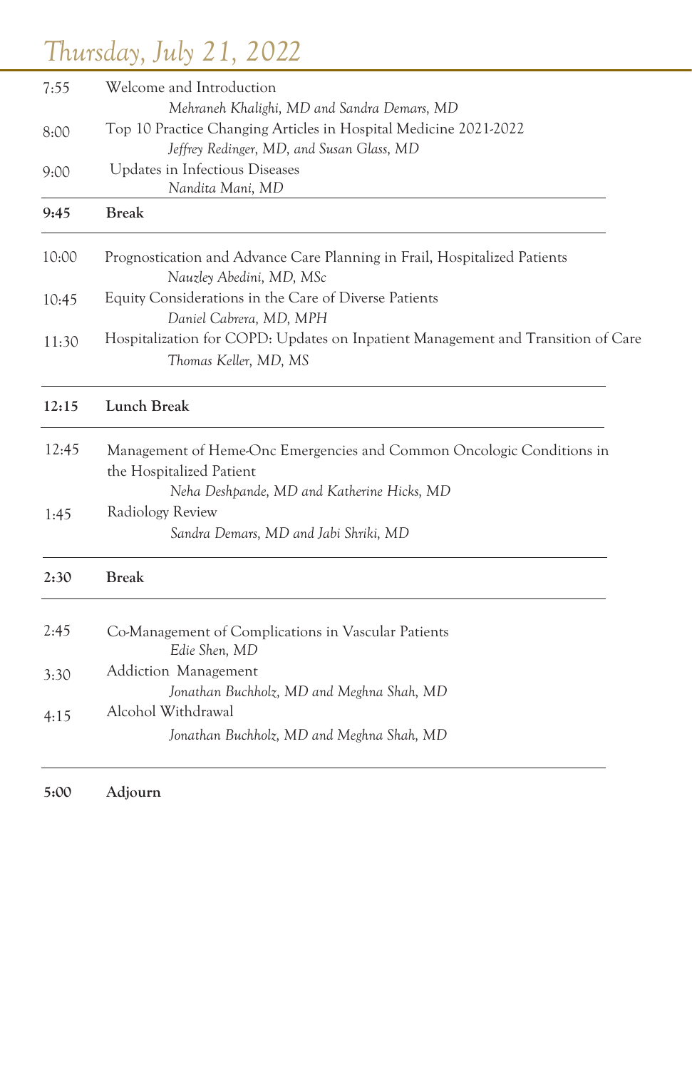# *Thursday, July 21, 2022*

| | |
|---|---|
| 7:55 | Welcome and Introduction<br>*Mehraneh Khalighi, MD and Sandra Demars, MD* |
| 8:00 | Top 10 Practice Changing Articles in Hospital Medicine 2021-2022<br>*Jeffrey Redinger, MD, and Susan Glass, MD* |
| 9:00 | Updates in Infectious Diseases<br>*Nandita Mani, MD* |
| **9:45** | **Break** |
| 10:00 | Prognostication and Advance Care Planning in Frail, Hospitalized Patients<br>*Nauzley Abedini, MD, MSc* |
| 10:45 | Equity Considerations in the Care of Diverse Patients<br>*Daniel Cabrera, MD, MPH* |
| 11:30 | Hospitalization for COPD: Updates on Inpatient Management and Transition of Care<br>*Thomas Keller, MD, MS* |
| **12:15** | **Lunch Break** |
| 12:45 | Management of Heme-Onc Emergencies and Common Oncologic Conditions in the Hospitalized Patient<br>*Neha Deshpande, MD and Katherine Hicks, MD* |
| 1:45 | Radiology Review<br>*Sandra Demars, MD and Jabi Shriki, MD* |
| **2:30** | **Break** |
| 2:45 | Co-Management of Complications in Vascular Patients<br>*Edie Shen, MD* |
| 3:30 | Addiction Management<br>*Jonathan Buchholz, MD and Meghna Shah, MD* |
| 4:15 | Alcohol Withdrawal<br>*Jonathan Buchholz, MD and Meghna Shah, MD* |
| **5:00** | **Adjourn** |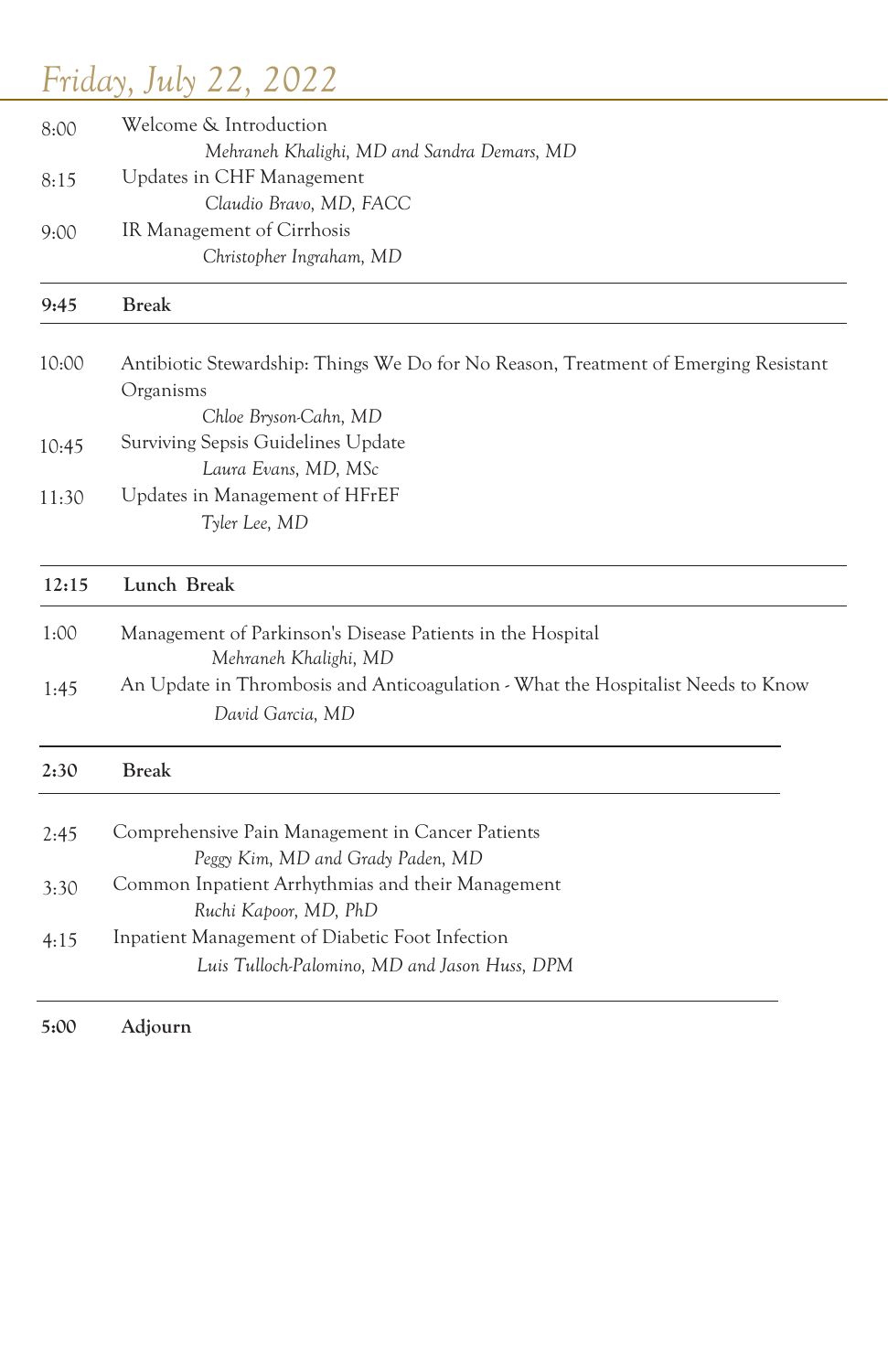# Friday, July 22, 2022

| | | |
|---|---|---|
| 8:00 | Welcome & Introduction<br>*Mehraneh Khalighi, MD and Sandra Demars, MD* |
| 8:15 | Updates in CHF Management<br>*Claudio Bravo, MD, FACC* |
| 9:00 | IR Management of Cirrhosis<br>*Christopher Ingraham, MD* |

**9:45 Break**

| | |
|---|---|
| 10:00 | Antibiotic Stewardship: Things We Do for No Reason, Treatment of Emerging Resistant Organisms<br>*Chloe Bryson-Cahn, MD* |
| 10:45 | Surviving Sepsis Guidelines Update<br>*Laura Evans, MD, MSc* |
| 11:30 | Updates in Management of HFrEF<br>*Tyler Lee, MD* |

**12:15 Lunch Break**

| | |
|---|---|
| 1:00 | Management of Parkinson's Disease Patients in the Hospital<br>*Mehraneh Khalighi, MD* |
| 1:45 | An Update in Thrombosis and Anticoagulation - What the Hospitalist Needs to Know<br>*David Garcia, MD* |

**2:30 Break**

| | |
|---|---|
| 2:45 | Comprehensive Pain Management in Cancer Patients<br>*Peggy Kim, MD and Grady Paden, MD* |
| 3:30 | Common Inpatient Arrhythmias and their Management<br>*Ruchi Kapoor, MD, PhD* |
| 4:15 | Inpatient Management of Diabetic Foot Infection<br>*Luis Tulloch-Palomino, MD and Jason Huss, DPM* |

**5:00 Adjourn**